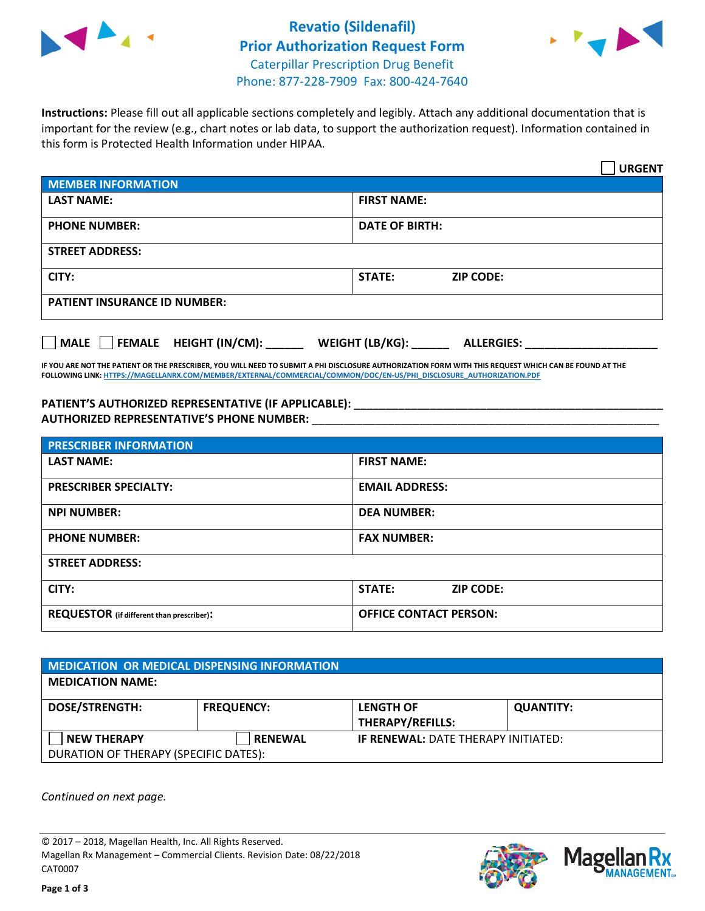# Revatio (Sildenafil) Prior Authorization Request Form

Caterpillar Prescription Drug Benefit
Phone: 877-228-7909 Fax: 800-424-7640

**Instructions:** Please fill out all applicable sections completely and legibly. Attach any additional documentation that is important for the review (e.g., chart notes or lab data, to support the authorization request). Information contained in this form is Protected Health Information under HIPAA.

☐ **URGENT**

| **MEMBER INFORMATION** | |
|---|---|
| **LAST NAME:** | **FIRST NAME:** |
| **PHONE NUMBER:** | **DATE OF BIRTH:** |
| **STREET ADDRESS:** | |
| **CITY:** | **STATE:** **ZIP CODE:** |
| **PATIENT INSURANCE ID NUMBER:** | |

☐ **MALE** ☐ **FEMALE** **HEIGHT (IN/CM):** ______ **WEIGHT (LB/KG):** ______ **ALLERGIES:** ____________________

**IF YOU ARE NOT THE PATIENT OR THE PRESCRIBER, YOU WILL NEED TO SUBMIT A PHI DISCLOSURE AUTHORIZATION FORM WITH THIS REQUEST WHICH CAN BE FOUND AT THE FOLLOWING LINK: HTTPS://MAGELLANRX.COM/MEMBER/EXTERNAL/COMMERCIAL/COMMON/DOC/EN-US/PHI_DISCLOSURE_AUTHORIZATION.PDF**

**PATIENT'S AUTHORIZED REPRESENTATIVE (IF APPLICABLE):** ____________________________________________
**AUTHORIZED REPRESENTATIVE'S PHONE NUMBER:** ____________________________________________

| **PRESCRIBER INFORMATION** | |
|---|---|
| **LAST NAME:** | **FIRST NAME:** |
| **PRESCRIBER SPECIALTY:** | **EMAIL ADDRESS:** |
| **NPI NUMBER:** | **DEA NUMBER:** |
| **PHONE NUMBER:** | **FAX NUMBER:** |
| **STREET ADDRESS:** | |
| **CITY:** | **STATE:** **ZIP CODE:** |
| **REQUESTOR** (if different than prescriber)**:** | **OFFICE CONTACT PERSON:** |

| **MEDICATION OR MEDICAL DISPENSING INFORMATION** | | | |
|---|---|---|---|
| **MEDICATION NAME:** | | | |
| **DOSE/STRENGTH:** | **FREQUENCY:** | **LENGTH OF THERAPY/REFILLS:** | **QUANTITY:** |
| ☐ **NEW THERAPY** | ☐ **RENEWAL** | **IF RENEWAL:** DATE THERAPY INITIATED: | |
| DURATION OF THERAPY (SPECIFIC DATES): | | | |

*Continued on next page.*

© 2017 – 2018, Magellan Health, Inc. All Rights Reserved.
Magellan Rx Management – Commercial Clients. Revision Date: 08/22/2018
CAT0007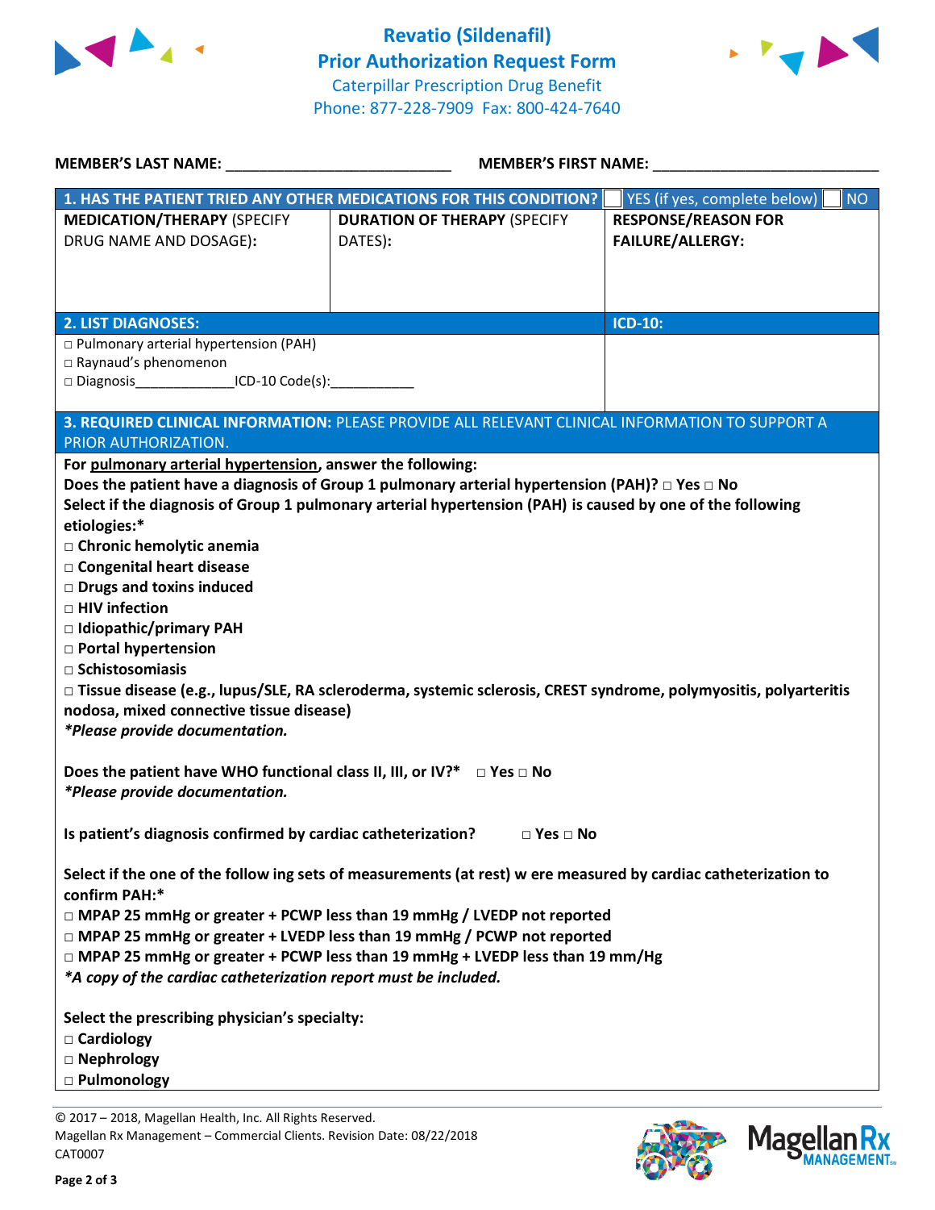# Revatio (Sildenafil) Prior Authorization Request Form

Caterpillar Prescription Drug Benefit
Phone: 877-228-7909 Fax: 800-424-7640

**MEMBER'S LAST NAME:** ___________________________ **MEMBER'S FIRST NAME:** ___________________________

| **1. HAS THE PATIENT TRIED ANY OTHER MEDICATIONS FOR THIS CONDITION?** | | ☐ YES (if yes, complete below) ☐ NO |
|---|---|---|
| **MEDICATION/THERAPY** (SPECIFY DRUG NAME AND DOSAGE): | **DURATION OF THERAPY** (SPECIFY DATES): | **RESPONSE/REASON FOR FAILURE/ALLERGY:** |
| | | |

| **2. LIST DIAGNOSES:** | **ICD-10:** |
|---|---|
| □ Pulmonary arterial hypertension (PAH)<br>□ Raynaud's phenomenon<br>□ Diagnosis_____________ICD-10 Code(s):___________ | |

**3. REQUIRED CLINICAL INFORMATION:** PLEASE PROVIDE ALL RELEVANT CLINICAL INFORMATION TO SUPPORT A PRIOR AUTHORIZATION.

**For pulmonary arterial hypertension, answer the following:**

**Does the patient have a diagnosis of Group 1 pulmonary arterial hypertension (PAH)?** □ **Yes** □ **No**

**Select if the diagnosis of Group 1 pulmonary arterial hypertension (PAH) is caused by one of the following etiologies:***

- □ **Chronic hemolytic anemia**
- □ **Congenital heart disease**
- □ **Drugs and toxins induced**
- □ **HIV infection**
- □ **Idiopathic/primary PAH**
- □ **Portal hypertension**
- □ **Schistosomiasis**
- □ **Tissue disease (e.g., lupus/SLE, RA scleroderma, systemic sclerosis, CREST syndrome, polymyositis, polyarteritis nodosa, mixed connective tissue disease)**

***\*Please provide documentation.***

**Does the patient have WHO functional class II, III, or IV?*** □ **Yes** □ **No**

***\*Please provide documentation.***

**Is patient's diagnosis confirmed by cardiac catheterization?** □ **Yes** □ **No**

**Select if the one of the follow ing sets of measurements (at rest) w ere measured by cardiac catheterization to confirm PAH:***

- □ **MPAP 25 mmHg or greater + PCWP less than 19 mmHg / LVEDP not reported**
- □ **MPAP 25 mmHg or greater + LVEDP less than 19 mmHg / PCWP not reported**
- □ **MPAP 25 mmHg or greater + PCWP less than 19 mmHg + LVEDP less than 19 mm/Hg**

***\*A copy of the cardiac catheterization report must be included.***

**Select the prescribing physician's specialty:**

- □ **Cardiology**
- □ **Nephrology**
- □ **Pulmonology**

© 2017 – 2018, Magellan Health, Inc. All Rights Reserved.
Magellan Rx Management – Commercial Clients. Revision Date: 08/22/2018
CAT0007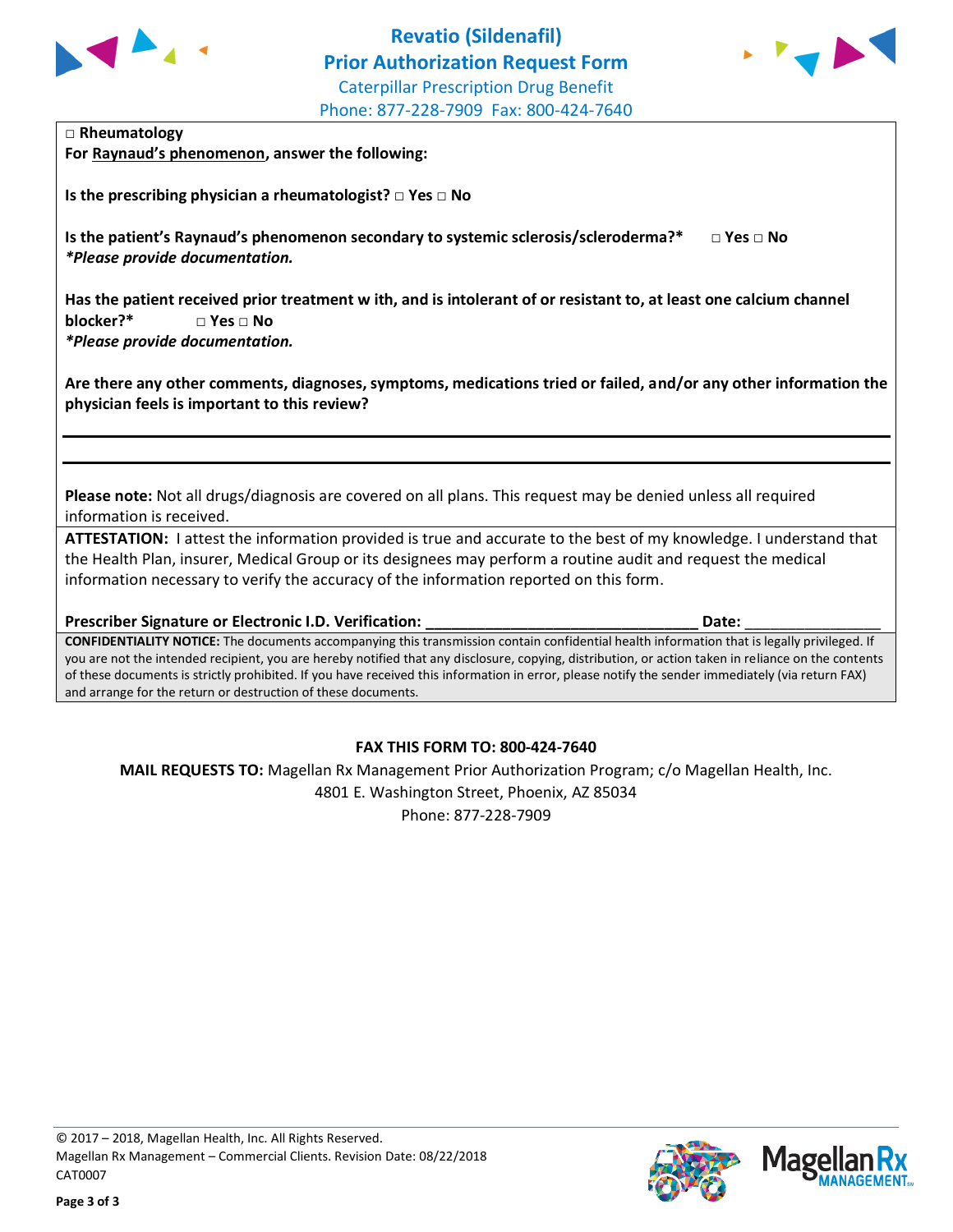# Revatio (Sildenafil)
# Prior Authorization Request Form

Caterpillar Prescription Drug Benefit
Phone: 877-228-7909 Fax: 800-424-7640

□ **Rheumatology**

**For Raynaud's phenomenon, answer the following:**

**Is the prescribing physician a rheumatologist? □ Yes □ No**

**Is the patient's Raynaud's phenomenon secondary to systemic sclerosis/scleroderma?* □ Yes □ No**
***Please provide documentation.***

**Has the patient received prior treatment w ith, and is intolerant of or resistant to, at least one calcium channel blocker?* □ Yes □ No**
***Please provide documentation.***

**Are there any other comments, diagnoses, symptoms, medications tried or failed, and/or any other information the physician feels is important to this review?**

---

---

**Please note:** Not all drugs/diagnosis are covered on all plans. This request may be denied unless all required information is received.

**ATTESTATION:** I attest the information provided is true and accurate to the best of my knowledge. I understand that the Health Plan, insurer, Medical Group or its designees may perform a routine audit and request the medical information necessary to verify the accuracy of the information reported on this form.

**Prescriber Signature or Electronic I.D. Verification: ______________________________ Date: _______________**

**CONFIDENTIALITY NOTICE:** The documents accompanying this transmission contain confidential health information that is legally privileged. If you are not the intended recipient, you are hereby notified that any disclosure, copying, distribution, or action taken in reliance on the contents of these documents is strictly prohibited. If you have received this information in error, please notify the sender immediately (via return FAX) and arrange for the return or destruction of these documents.

**FAX THIS FORM TO: 800-424-7640**

**MAIL REQUESTS TO:** Magellan Rx Management Prior Authorization Program; c/o Magellan Health, Inc.
4801 E. Washington Street, Phoenix, AZ 85034
Phone: 877-228-7909

© 2017 – 2018, Magellan Health, Inc. All Rights Reserved.
Magellan Rx Management – Commercial Clients. Revision Date: 08/22/2018
CAT0007